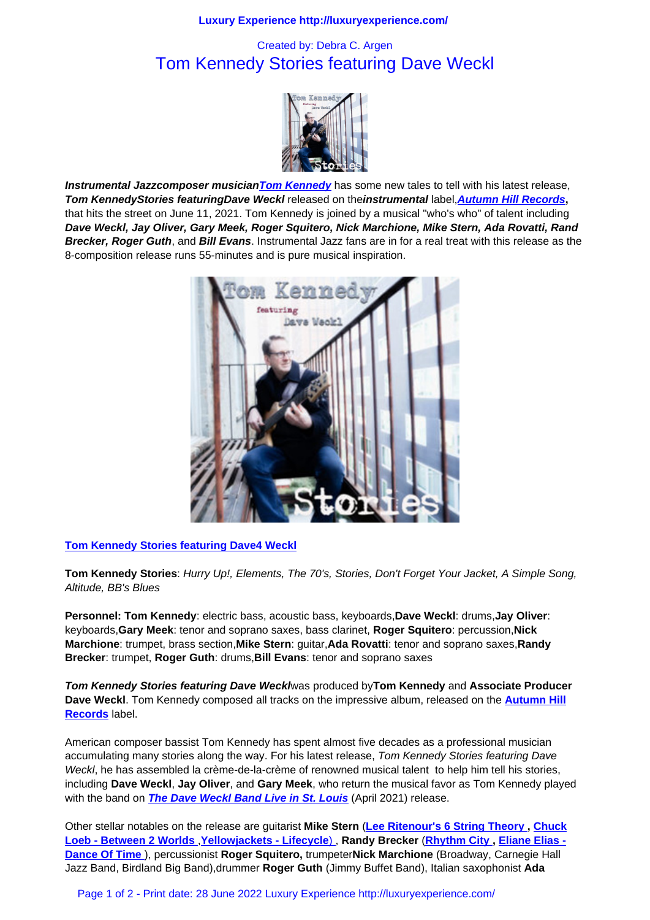Created by: Debra C. Argen

# Tom Kennedy Stories featuring Dave Weckl

***Instrumental Jazzcomposer musician*** ***Tom Kennedy*** has some new tales to tell with his latest release, ***Tom KennedyStories featuringDave Weckl*** released on the ***instrumental*** label, ***Autumn Hill Records*****,** that hits the street on June 11, 2021. Tom Kennedy is joined by a musical "who's who" of talent including ***Dave Weckl, Jay Oliver, Gary Meek, Roger Squitero, Nick Marchione, Mike Stern, Ada Rovatti, Rand Brecker, Roger Guth***, and ***Bill Evans***. Instrumental Jazz fans are in for a real treat with this release as the 8-composition release runs 55-minutes and is pure musical inspiration.

**Tom Kennedy Stories featuring Dave4 Weckl**

**Tom Kennedy Stories**: *Hurry Up!, Elements, The 70's, Stories, Don't Forget Your Jacket, A Simple Song, Altitude, BB's Blues*

**Personnel: Tom Kennedy**: electric bass, acoustic bass, keyboards, **Dave Weckl**: drums, **Jay Oliver**: keyboards, **Gary Meek**: tenor and soprano saxes, bass clarinet, **Roger Squitero**: percussion, **Nick Marchione**: trumpet, brass section, **Mike Stern**: guitar, **Ada Rovatti**: tenor and soprano saxes, **Randy Brecker**: trumpet, **Roger Guth**: drums, **Bill Evans**: tenor and soprano saxes

***Tom Kennedy Stories featuring Dave Weckl*** was produced by **Tom Kennedy** and **Associate Producer Dave Weckl**. Tom Kennedy composed all tracks on the impressive album, released on the **Autumn Hill Records** label.

American composer bassist Tom Kennedy has spent almost five decades as a professional musician accumulating many stories along the way. For his latest release, *Tom Kennedy Stories featuring Dave Weckl*, he has assembled la crème-de-la-crème of renowned musical talent to help him tell his stories, including **Dave Weckl**, **Jay Oliver**, and **Gary Meek**, who return the musical favor as Tom Kennedy played with the band on ***The Dave Weckl Band Live in St. Louis*** (April 2021) release.

Other stellar notables on the release are guitarist **Mike Stern** (**Lee Ritenour's 6 String Theory** , **Chuck Loeb - Between 2 Worlds** , **Yellowjackets - Lifecycle**) , **Randy Brecker** (**Rhythm City** , **Eliane Elias - Dance Of Time** ), percussionist **Roger Squitero,** trumpeter **Nick Marchione** (Broadway, Carnegie Hall Jazz Band, Birdland Big Band), drummer **Roger Guth** (Jimmy Buffet Band), Italian saxophonist **Ada**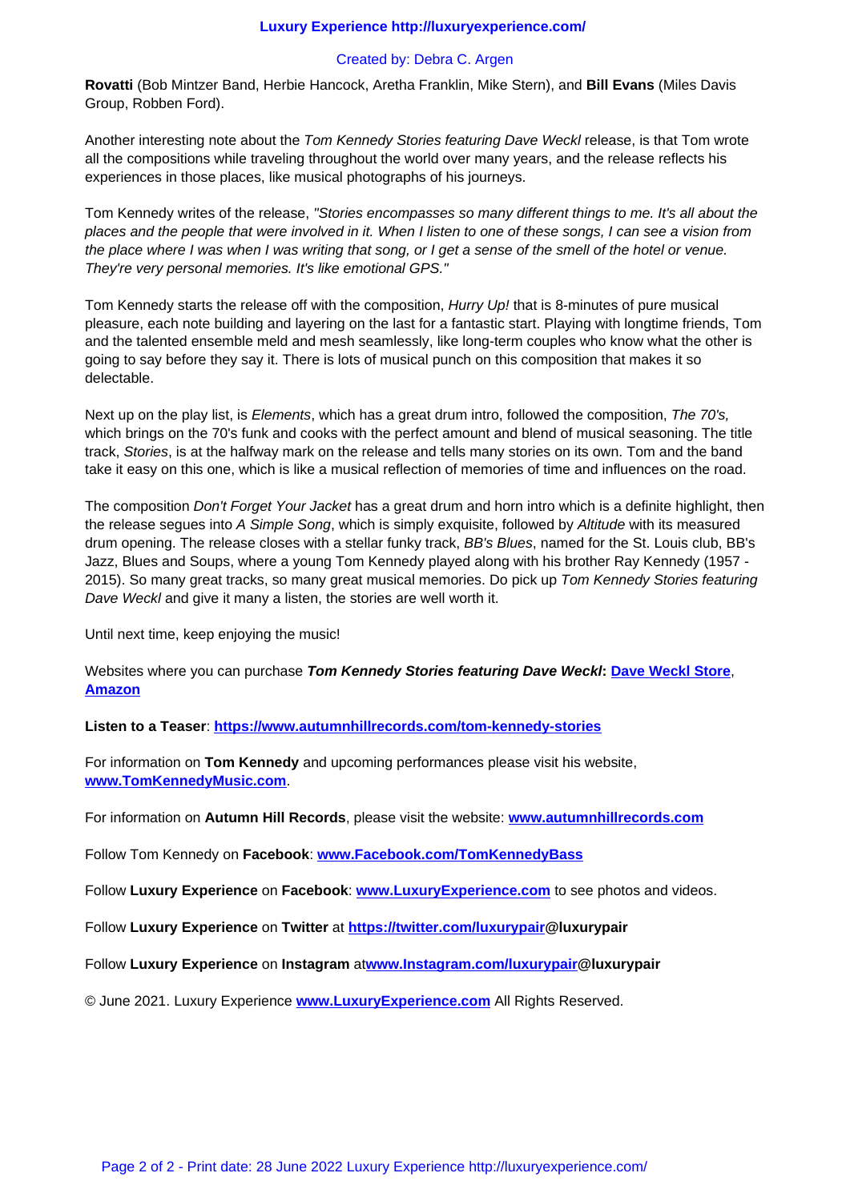**Rovatti** (Bob Mintzer Band, Herbie Hancock, Aretha Franklin, Mike Stern), and **Bill Evans** (Miles Davis Group, Robben Ford).

Another interesting note about the *Tom Kennedy Stories featuring Dave Weckl* release, is that Tom wrote all the compositions while traveling throughout the world over many years, and the release reflects his experiences in those places, like musical photographs of his journeys.

Tom Kennedy writes of the release, *"Stories encompasses so many different things to me. It's all about the places and the people that were involved in it. When I listen to one of these songs, I can see a vision from the place where I was when I was writing that song, or I get a sense of the smell of the hotel or venue. They're very personal memories. It's like emotional GPS."*

Tom Kennedy starts the release off with the composition, *Hurry Up!* that is 8-minutes of pure musical pleasure, each note building and layering on the last for a fantastic start. Playing with longtime friends, Tom and the talented ensemble meld and mesh seamlessly, like long-term couples who know what the other is going to say before they say it. There is lots of musical punch on this composition that makes it so delectable.

Next up on the play list, is *Elements*, which has a great drum intro, followed the composition, *The 70's,* which brings on the 70's funk and cooks with the perfect amount and blend of musical seasoning. The title track, *Stories*, is at the halfway mark on the release and tells many stories on its own. Tom and the band take it easy on this one, which is like a musical reflection of memories of time and influences on the road.

The composition *Don't Forget Your Jacket* has a great drum and horn intro which is a definite highlight, then the release segues into *A Simple Song*, which is simply exquisite, followed by *Altitude* with its measured drum opening. The release closes with a stellar funky track, *BB's Blues*, named for the St. Louis club, BB's Jazz, Blues and Soups, where a young Tom Kennedy played along with his brother Ray Kennedy (1957 - 2015). So many great tracks, so many great musical memories. Do pick up *Tom Kennedy Stories featuring Dave Weckl* and give it many a listen, the stories are well worth it.

Until next time, keep enjoying the music!

Websites where you can purchase ***Tom Kennedy Stories featuring Dave Weckl*:** **Dave Weckl Store**, **Amazon**

**Listen to a Teaser**: **https://www.autumnhillrecords.com/tom-kennedy-stories**

For information on **Tom Kennedy** and upcoming performances please visit his website, **www.TomKennedyMusic.com**.

For information on **Autumn Hill Records**, please visit the website: **www.autumnhillrecords.com**

Follow Tom Kennedy on **Facebook**: **www.Facebook.com/TomKennedyBass**

Follow **Luxury Experience** on **Facebook**: **www.LuxuryExperience.com** to see photos and videos.

Follow **Luxury Experience** on **Twitter** at **https://twitter.com/luxurypair@luxurypair**

Follow **Luxury Experience** on **Instagram** at**www.Instagram.com/luxurypair@luxurypair**

© June 2021. Luxury Experience **www.LuxuryExperience.com** All Rights Reserved.